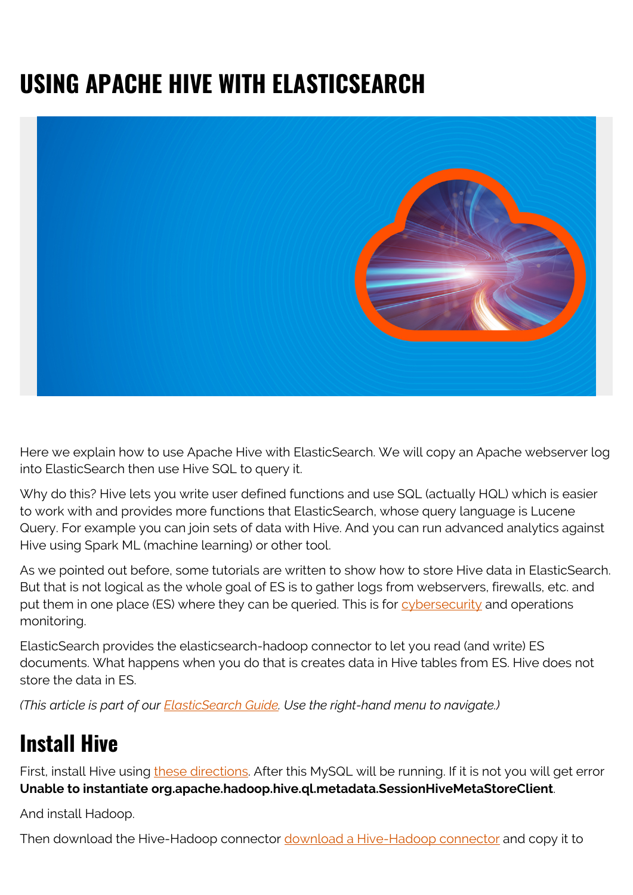# USING APACHE HIVE WITH ELASTICSEARCH

Here we explain how to use Apache Hive with ElasticSearch. We will copy an Apache webserver log into ElasticSearch then use Hive SQL to query it.

Why do this? Hive lets you write user defined functions and use SQL (actually HQL) which is easier to work with and provides more functions that ElasticSearch, whose query language is Lucene Query. For example you can join sets of data with Hive. And you can run advanced analytics against Hive using Spark ML (machine learning) or other tool.

As we pointed out before, some tutorials are written to show how to store Hive data in ElasticSearch. But that is not logical as the whole goal of ES is to gather logs from webservers, firewalls, etc. and put them in one place (ES) where they can be queried. This is for cybersecurity and operations monitoring.

ElasticSearch provides the elasticsearch-hadoop connector to let you read (and write) ES documents. What happens when you do that is creates data in Hive tables from ES. Hive does not store the data in ES.

*(This article is part of our ElasticSearch Guide. Use the right-hand menu to navigate.)*

## Install Hive

First, install Hive using these directions. After this MySQL will be running. If it is not you will get error **Unable to instantiate org.apache.hadoop.hive.ql.metadata.SessionHiveMetaStoreClient**.

And install Hadoop.

Then download the Hive-Hadoop connector download a Hive-Hadoop connector and copy it to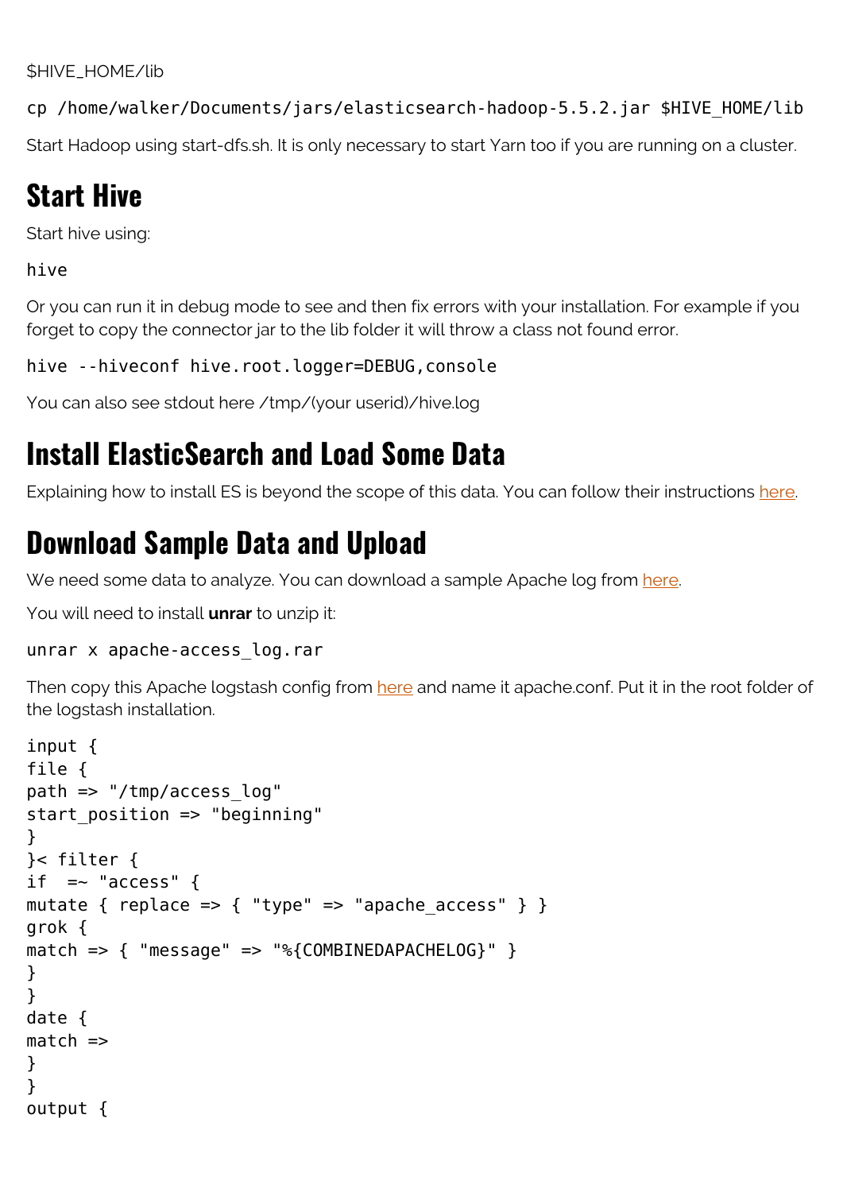$HIVE_HOME/lib

```
cp /home/walker/Documents/jars/elasticsearch-hadoop-5.5.2.jar $HIVE_HOME/lib
```

Start Hadoop using start-dfs.sh. It is only necessary to start Yarn too if you are running on a cluster.

# Start Hive

Start hive using:

```
hive
```

Or you can run it in debug mode to see and then fix errors with your installation. For example if you forget to copy the connector jar to the lib folder it will throw a class not found error.

```
hive --hiveconf hive.root.logger=DEBUG,console
```

You can also see stdout here /tmp/(your userid)/hive.log

# Install ElasticSearch and Load Some Data

Explaining how to install ES is beyond the scope of this data. You can follow their instructions here.

# Download Sample Data and Upload

We need some data to analyze. You can download a sample Apache log from here.

You will need to install **unrar** to unzip it:

```
unrar x apache-access_log.rar
```

Then copy this Apache logstash config from here and name it apache.conf. Put it in the root folder of the logstash installation.

```
input {
file {
path => "/tmp/access_log"
start_position => "beginning"
}
}< filter {
if  =~ "access" {
mutate { replace => { "type" => "apache_access" } }
grok {
match => { "message" => "%{COMBINEDAPACHELOG}" }
}
}
date {
match =>
}
}
output {
```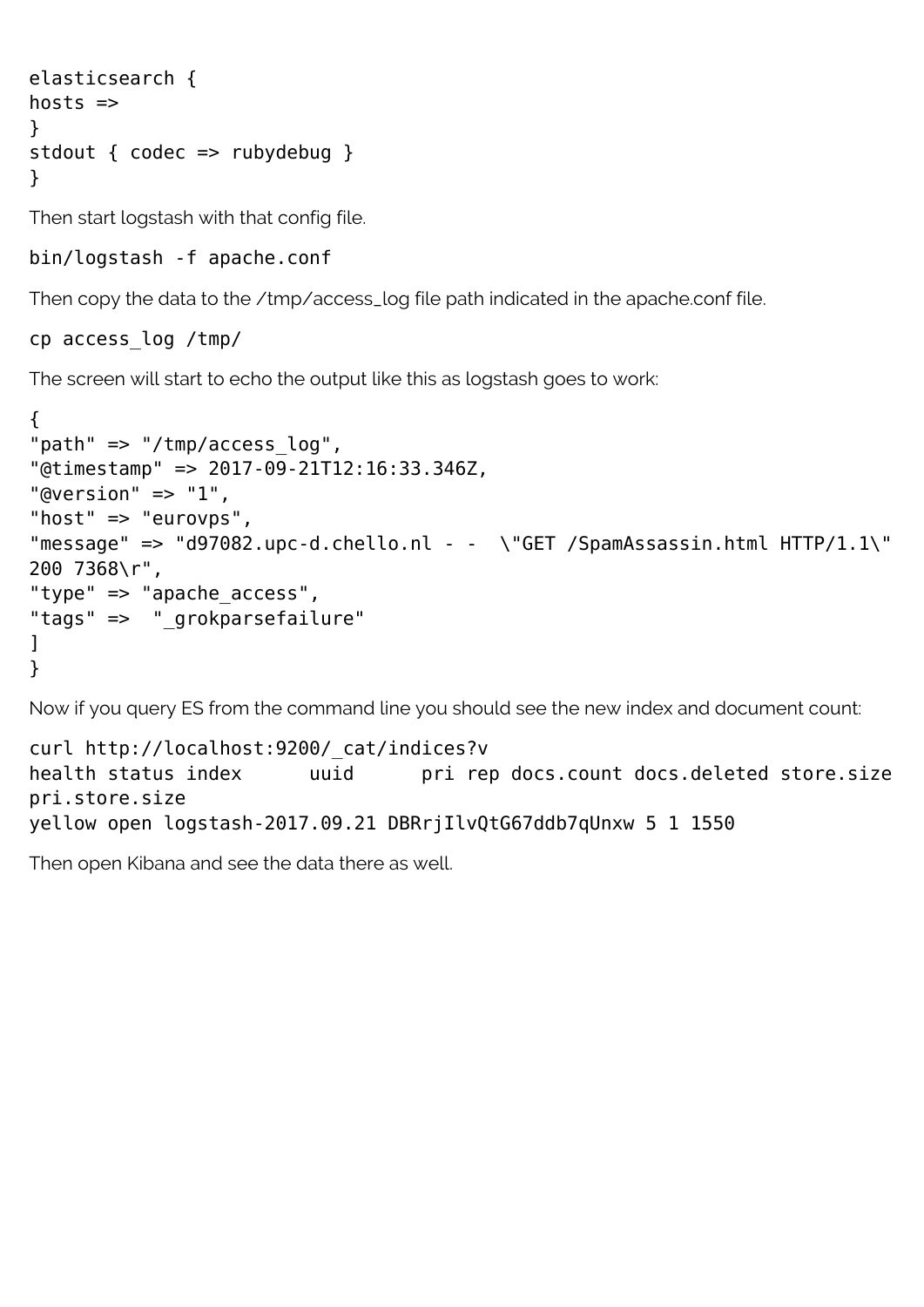```
elasticsearch {
hosts =>
}
stdout { codec => rubydebug }
}
```

Then start logstash with that config file.

```
bin/logstash -f apache.conf
```

Then copy the data to the /tmp/access_log file path indicated in the apache.conf file.

```
cp access_log /tmp/
```

The screen will start to echo the output like this as logstash goes to work:

```
{
"path" => "/tmp/access_log",
"@timestamp" => 2017-09-21T12:16:33.346Z,
"@version" => "1",
"host" => "eurovps",
"message" => "d97082.upc-d.chello.nl - -  \"GET /SpamAssassin.html HTTP/1.1\" 
200 7368\r",
"type" => "apache_access",
"tags" =>  "_grokparsefailure"
]
}
```

Now if you query ES from the command line you should see the new index and document count:

```
curl http://localhost:9200/_cat/indices?v
health status index      uuid      pri rep docs.count docs.deleted store.size 
pri.store.size
yellow open logstash-2017.09.21 DBRrjIlvQtG67ddb7qUnxw 5 1 1550
```

Then open Kibana and see the data there as well.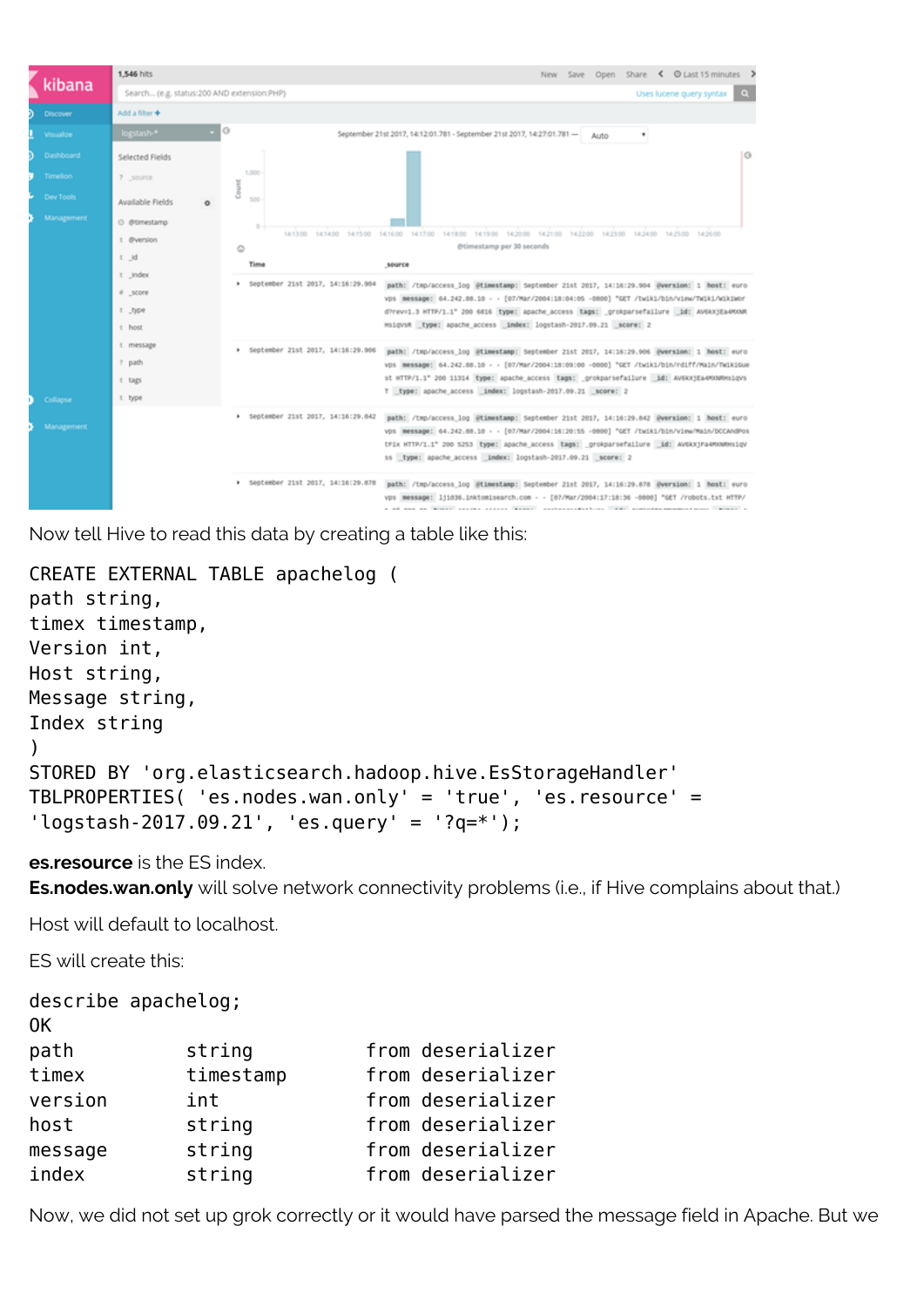Now tell Hive to read this data by creating a table like this:

```
CREATE EXTERNAL TABLE apachelog (
path string,
timex timestamp,
Version int,
Host string,
Message string,
Index string
)
STORED BY 'org.elasticsearch.hadoop.hive.EsStorageHandler'
TBLPROPERTIES( 'es.nodes.wan.only' = 'true', 'es.resource' =
'logstash-2017.09.21', 'es.query' = '?q=*');
```

**es.resource** is the ES index.

**Es.nodes.wan.only** will solve network connectivity problems (i.e., if Hive complains about that.)

Host will default to localhost.

ES will create this:

```
describe apachelog;
OK
path            string          from deserializer
timex           timestamp       from deserializer
version         int             from deserializer
host            string          from deserializer
message         string          from deserializer
index           string          from deserializer
```

Now, we did not set up grok correctly or it would have parsed the message field in Apache. But we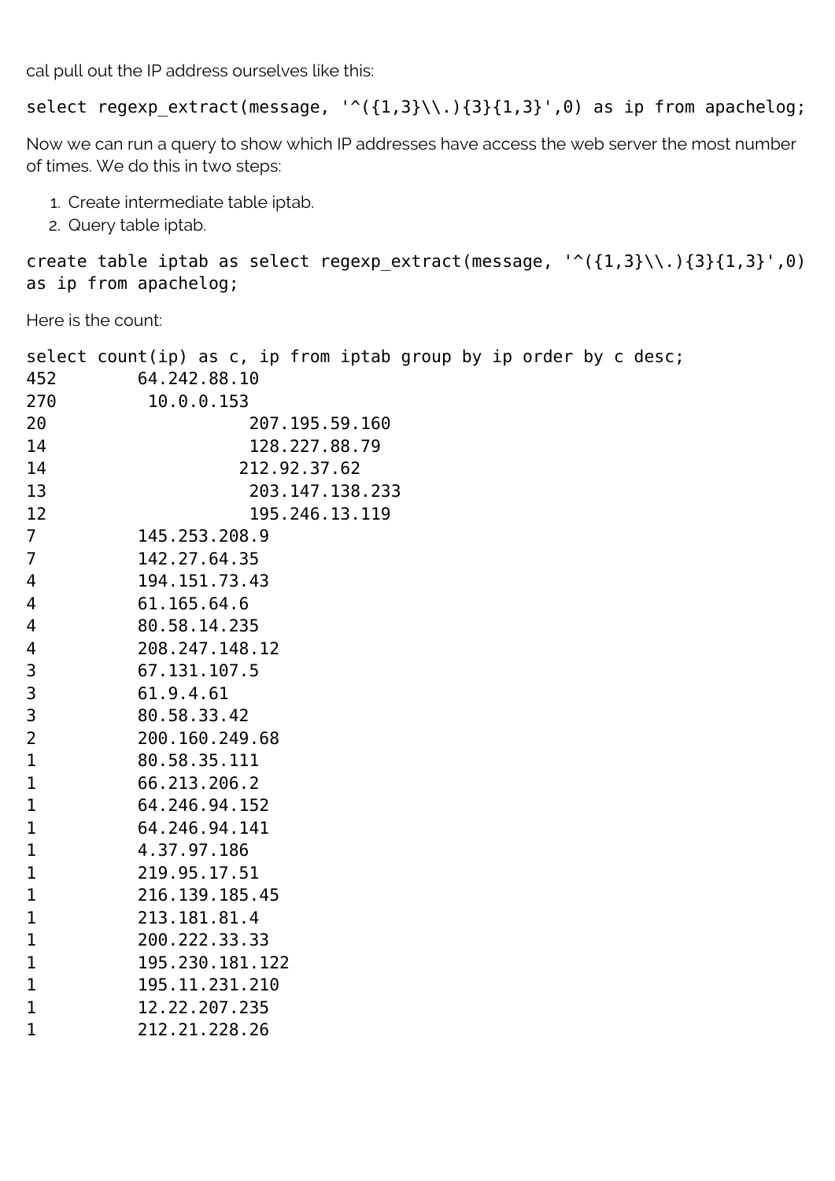cal pull out the IP address ourselves like this:

```
select regexp_extract(message, '^({1,3}\\.){3}{1,3}',0) as ip from apachelog;
```

Now we can run a query to show which IP addresses have access the web server the most number of times. We do this in two steps:

1. Create intermediate table iptab.
2. Query table iptab.

```
create table iptab as select regexp_extract(message, '^({1,3}\\.){3}{1,3}',0)
as ip from apachelog;
```

Here is the count:

```
select count(ip) as c, ip from iptab group by ip order by c desc;
452        64.242.88.10
270         10.0.0.153
20                   207.195.59.160
14                   128.227.88.79
14                  212.92.37.62
13                   203.147.138.233
12                   195.246.13.119
7          145.253.208.9
7          142.27.64.35
4          194.151.73.43
4          61.165.64.6
4          80.58.14.235
4          208.247.148.12
3          67.131.107.5
3          61.9.4.61
3          80.58.33.42
2          200.160.249.68
1          80.58.35.111
1          66.213.206.2
1          64.246.94.152
1          64.246.94.141
1          4.37.97.186
1          219.95.17.51
1          216.139.185.45
1          213.181.81.4
1          200.222.33.33
1          195.230.181.122
1          195.11.231.210
1          12.22.207.235
1          212.21.228.26
```